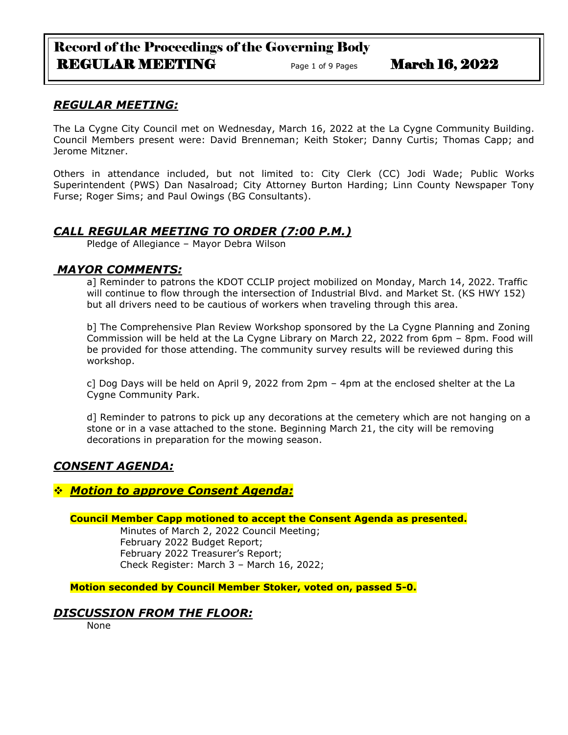# Record of the Proceedings of the Governing Body
## REGULAR MEETING — March 16, 2022

## *REGULAR MEETING:*

The La Cygne City Council met on Wednesday, March 16, 2022 at the La Cygne Community Building. Council Members present were: David Brenneman; Keith Stoker; Danny Curtis; Thomas Capp; and Jerome Mitzner.

Others in attendance included, but not limited to: City Clerk (CC) Jodi Wade; Public Works Superintendent (PWS) Dan Nasalroad; City Attorney Burton Harding; Linn County Newspaper Tony Furse; Roger Sims; and Paul Owings (BG Consultants).

## *CALL REGULAR MEETING TO ORDER (7:00 P.M.)*

Pledge of Allegiance – Mayor Debra Wilson

## *MAYOR COMMENTS:*

a] Reminder to patrons the KDOT CCLIP project mobilized on Monday, March 14, 2022. Traffic will continue to flow through the intersection of Industrial Blvd. and Market St. (KS HWY 152) but all drivers need to be cautious of workers when traveling through this area.

b] The Comprehensive Plan Review Workshop sponsored by the La Cygne Planning and Zoning Commission will be held at the La Cygne Library on March 22, 2022 from 6pm – 8pm. Food will be provided for those attending. The community survey results will be reviewed during this workshop.

c] Dog Days will be held on April 9, 2022 from 2pm – 4pm at the enclosed shelter at the La Cygne Community Park.

d] Reminder to patrons to pick up any decorations at the cemetery which are not hanging on a stone or in a vase attached to the stone. Beginning March 21, the city will be removing decorations in preparation for the mowing season.

## *CONSENT AGENDA:*

### ❖ *Motion to approve Consent Agenda:*

**Council Member Capp motioned to accept the Consent Agenda as presented.**

Minutes of March 2, 2022 Council Meeting;
February 2022 Budget Report;
February 2022 Treasurer's Report;
Check Register: March 3 – March 16, 2022;

**Motion seconded by Council Member Stoker, voted on, passed 5-0.**

## *DISCUSSION FROM THE FLOOR:*

None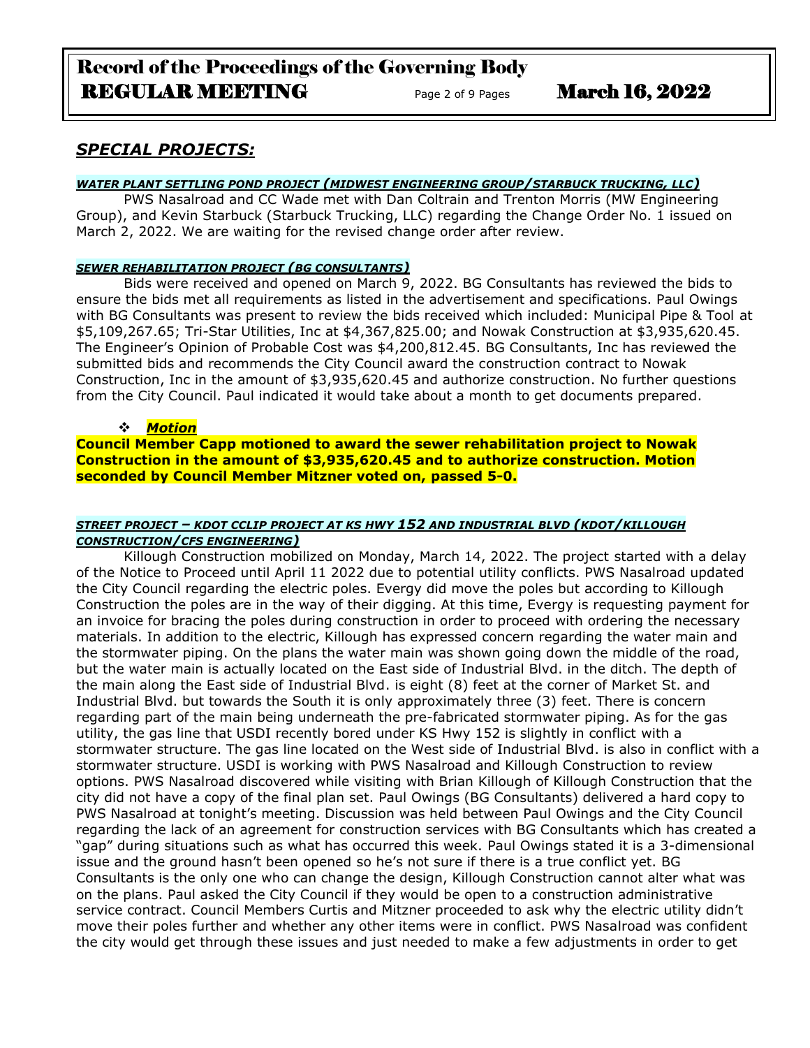## *SPECIAL PROJECTS:*

***WATER PLANT SETTLING POND PROJECT (MIDWEST ENGINEERING GROUP/STARBUCK TRUCKING, LLC)***

PWS Nasalroad and CC Wade met with Dan Coltrain and Trenton Morris (MW Engineering Group), and Kevin Starbuck (Starbuck Trucking, LLC) regarding the Change Order No. 1 issued on March 2, 2022. We are waiting for the revised change order after review.

***SEWER REHABILITATION PROJECT (BG CONSULTANTS)***

Bids were received and opened on March 9, 2022. BG Consultants has reviewed the bids to ensure the bids met all requirements as listed in the advertisement and specifications. Paul Owings with BG Consultants was present to review the bids received which included: Municipal Pipe & Tool at $5,109,267.65; Tri-Star Utilities, Inc at $4,367,825.00; and Nowak Construction at $3,935,620.45. The Engineer's Opinion of Probable Cost was $4,200,812.45. BG Consultants, Inc has reviewed the submitted bids and recommends the City Council award the construction contract to Nowak Construction, Inc in the amount of $3,935,620.45 and authorize construction. No further questions from the City Council. Paul indicated it would take about a month to get documents prepared.

- ***Motion***

**Council Member Capp motioned to award the sewer rehabilitation project to Nowak Construction in the amount of $3,935,620.45 and to authorize construction. Motion seconded by Council Member Mitzner voted on, passed 5-0.**

***STREET PROJECT – KDOT CCLIP PROJECT AT KS HWY 152 AND INDUSTRIAL BLVD (KDOT/KILLOUGH CONSTRUCTION/CFS ENGINEERING)***

Killough Construction mobilized on Monday, March 14, 2022. The project started with a delay of the Notice to Proceed until April 11 2022 due to potential utility conflicts. PWS Nasalroad updated the City Council regarding the electric poles. Evergy did move the poles but according to Killough Construction the poles are in the way of their digging. At this time, Evergy is requesting payment for an invoice for bracing the poles during construction in order to proceed with ordering the necessary materials. In addition to the electric, Killough has expressed concern regarding the water main and the stormwater piping. On the plans the water main was shown going down the middle of the road, but the water main is actually located on the East side of Industrial Blvd. in the ditch. The depth of the main along the East side of Industrial Blvd. is eight (8) feet at the corner of Market St. and Industrial Blvd. but towards the South it is only approximately three (3) feet. There is concern regarding part of the main being underneath the pre-fabricated stormwater piping. As for the gas utility, the gas line that USDI recently bored under KS Hwy 152 is slightly in conflict with a stormwater structure. The gas line located on the West side of Industrial Blvd. is also in conflict with a stormwater structure. USDI is working with PWS Nasalroad and Killough Construction to review options. PWS Nasalroad discovered while visiting with Brian Killough of Killough Construction that the city did not have a copy of the final plan set. Paul Owings (BG Consultants) delivered a hard copy to PWS Nasalroad at tonight's meeting. Discussion was held between Paul Owings and the City Council regarding the lack of an agreement for construction services with BG Consultants which has created a "gap" during situations such as what has occurred this week. Paul Owings stated it is a 3-dimensional issue and the ground hasn't been opened so he's not sure if there is a true conflict yet. BG Consultants is the only one who can change the design, Killough Construction cannot alter what was on the plans. Paul asked the City Council if they would be open to a construction administrative service contract. Council Members Curtis and Mitzner proceeded to ask why the electric utility didn't move their poles further and whether any other items were in conflict. PWS Nasalroad was confident the city would get through these issues and just needed to make a few adjustments in order to get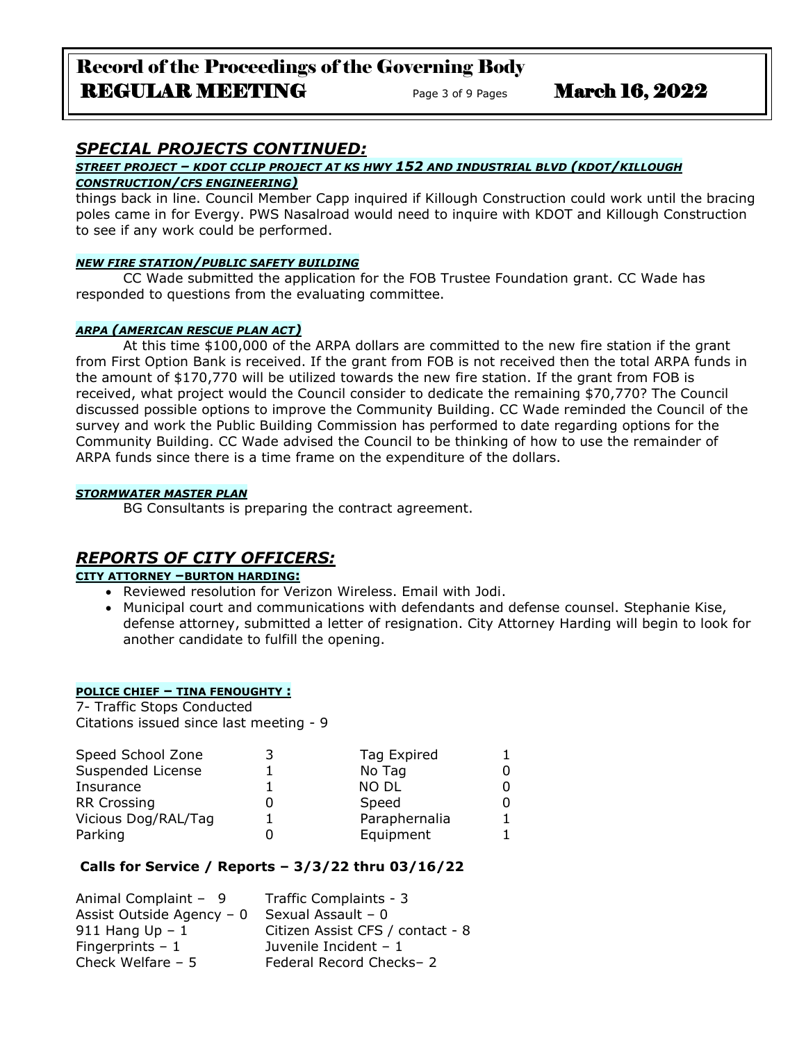## *SPECIAL PROJECTS CONTINUED:*

***STREET PROJECT – KDOT CCLIP PROJECT AT KS HWY 152 AND INDUSTRIAL BLVD (KDOT/KILLOUGH CONSTRUCTION/CFS ENGINEERING)***

things back in line. Council Member Capp inquired if Killough Construction could work until the bracing poles came in for Evergy. PWS Nasalroad would need to inquire with KDOT and Killough Construction to see if any work could be performed.

***NEW FIRE STATION/PUBLIC SAFETY BUILDING***

CC Wade submitted the application for the FOB Trustee Foundation grant. CC Wade has responded to questions from the evaluating committee.

***ARPA (AMERICAN RESCUE PLAN ACT)***

At this time $100,000 of the ARPA dollars are committed to the new fire station if the grant from First Option Bank is received. If the grant from FOB is not received then the total ARPA funds in the amount of $170,770 will be utilized towards the new fire station. If the grant from FOB is received, what project would the Council consider to dedicate the remaining $70,770? The Council discussed possible options to improve the Community Building. CC Wade reminded the Council of the survey and work the Public Building Commission has performed to date regarding options for the Community Building. CC Wade advised the Council to be thinking of how to use the remainder of ARPA funds since there is a time frame on the expenditure of the dollars.

***STORMWATER MASTER PLAN***

BG Consultants is preparing the contract agreement.

## *REPORTS OF CITY OFFICERS:*

**CITY ATTORNEY –BURTON HARDING:**

- Reviewed resolution for Verizon Wireless. Email with Jodi.
- Municipal court and communications with defendants and defense counsel. Stephanie Kise, defense attorney, submitted a letter of resignation. City Attorney Harding will begin to look for another candidate to fulfill the opening.

**POLICE CHIEF – TINA FENOUGHTY :**

7- Traffic Stops Conducted
Citations issued since last meeting - 9

| | | | |
|---|---|---|---|
| Speed School Zone | 3 | Tag Expired | 1 |
| Suspended License | 1 | No Tag | 0 |
| Insurance | 1 | NO DL | 0 |
| RR Crossing | 0 | Speed | 0 |
| Vicious Dog/RAL/Tag | 1 | Paraphernalia | 1 |
| Parking | 0 | Equipment | 1 |

**Calls for Service / Reports – 3/3/22 thru 03/16/22**

| | |
|---|---|
| Animal Complaint – 9 | Traffic Complaints - 3 |
| Assist Outside Agency – 0 | Sexual Assault – 0 |
| 911 Hang Up – 1 | Citizen Assist CFS / contact - 8 |
| Fingerprints – 1 | Juvenile Incident – 1 |
| Check Welfare – 5 | Federal Record Checks– 2 |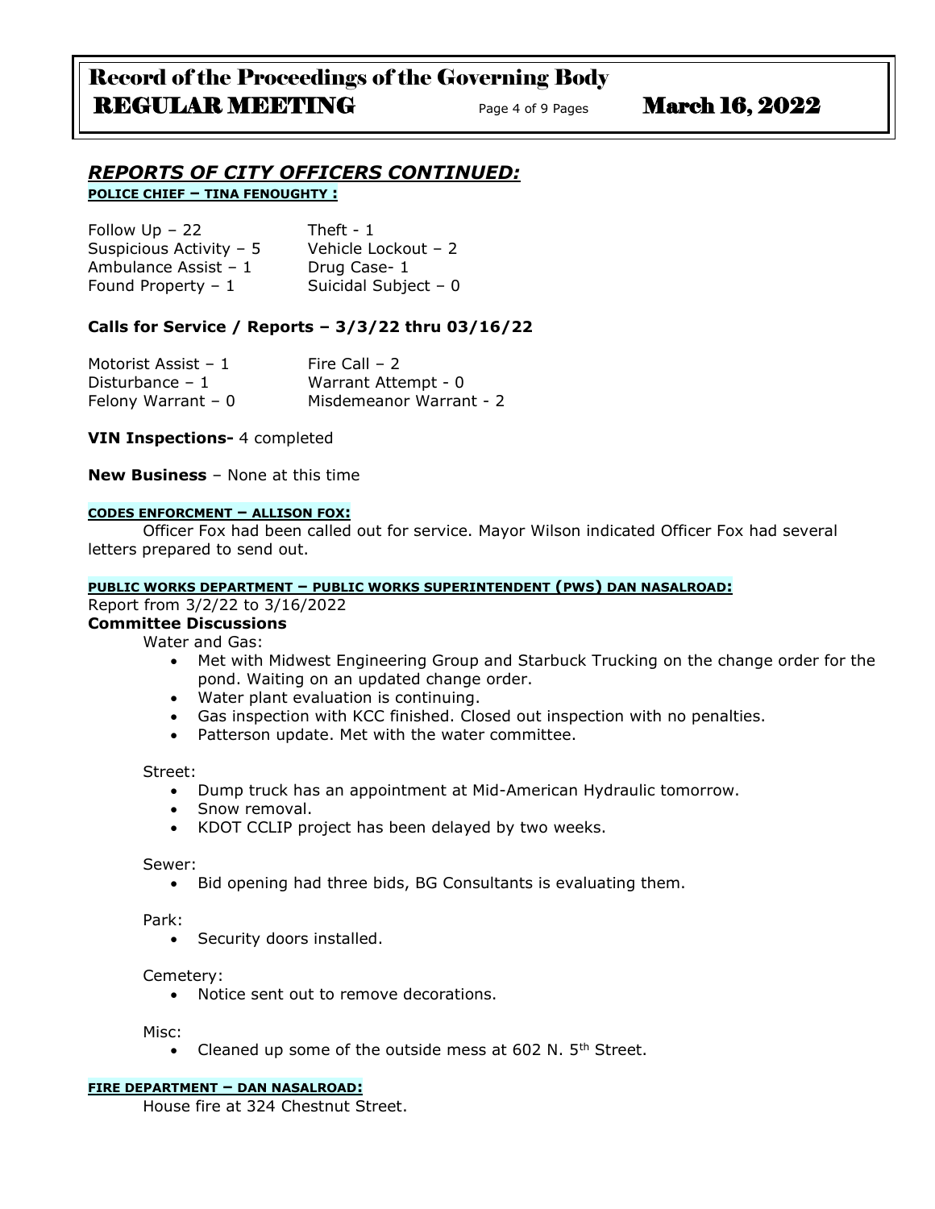## *REPORTS OF CITY OFFICERS CONTINUED:*

**POLICE CHIEF – TINA FENOUGHTY :**

Follow Up – 22
Suspicious Activity – 5
Ambulance Assist – 1
Found Property – 1

Theft - 1
Vehicle Lockout – 2
Drug Case- 1
Suicidal Subject – 0

**Calls for Service / Reports – 3/3/22 thru 03/16/22**

Motorist Assist – 1
Disturbance – 1
Felony Warrant – 0

Fire Call – 2
Warrant Attempt - 0
Misdemeanor Warrant - 2

**VIN Inspections-** 4 completed

**New Business** – None at this time

**CODES ENFORCMENT – ALLISON FOX:**

Officer Fox had been called out for service. Mayor Wilson indicated Officer Fox had several letters prepared to send out.

**PUBLIC WORKS DEPARTMENT – PUBLIC WORKS SUPERINTENDENT (PWS) DAN NASALROAD:**

Report from 3/2/22 to 3/16/2022

**Committee Discussions**

Water and Gas:

- Met with Midwest Engineering Group and Starbuck Trucking on the change order for the pond. Waiting on an updated change order.
- Water plant evaluation is continuing.
- Gas inspection with KCC finished. Closed out inspection with no penalties.
- Patterson update. Met with the water committee.

Street:

- Dump truck has an appointment at Mid-American Hydraulic tomorrow.
- Snow removal.
- KDOT CCLIP project has been delayed by two weeks.

Sewer:

- Bid opening had three bids, BG Consultants is evaluating them.

Park:

- Security doors installed.

Cemetery:

- Notice sent out to remove decorations.

Misc:

- Cleaned up some of the outside mess at 602 N. 5th Street.

**FIRE DEPARTMENT – DAN NASALROAD:**

House fire at 324 Chestnut Street.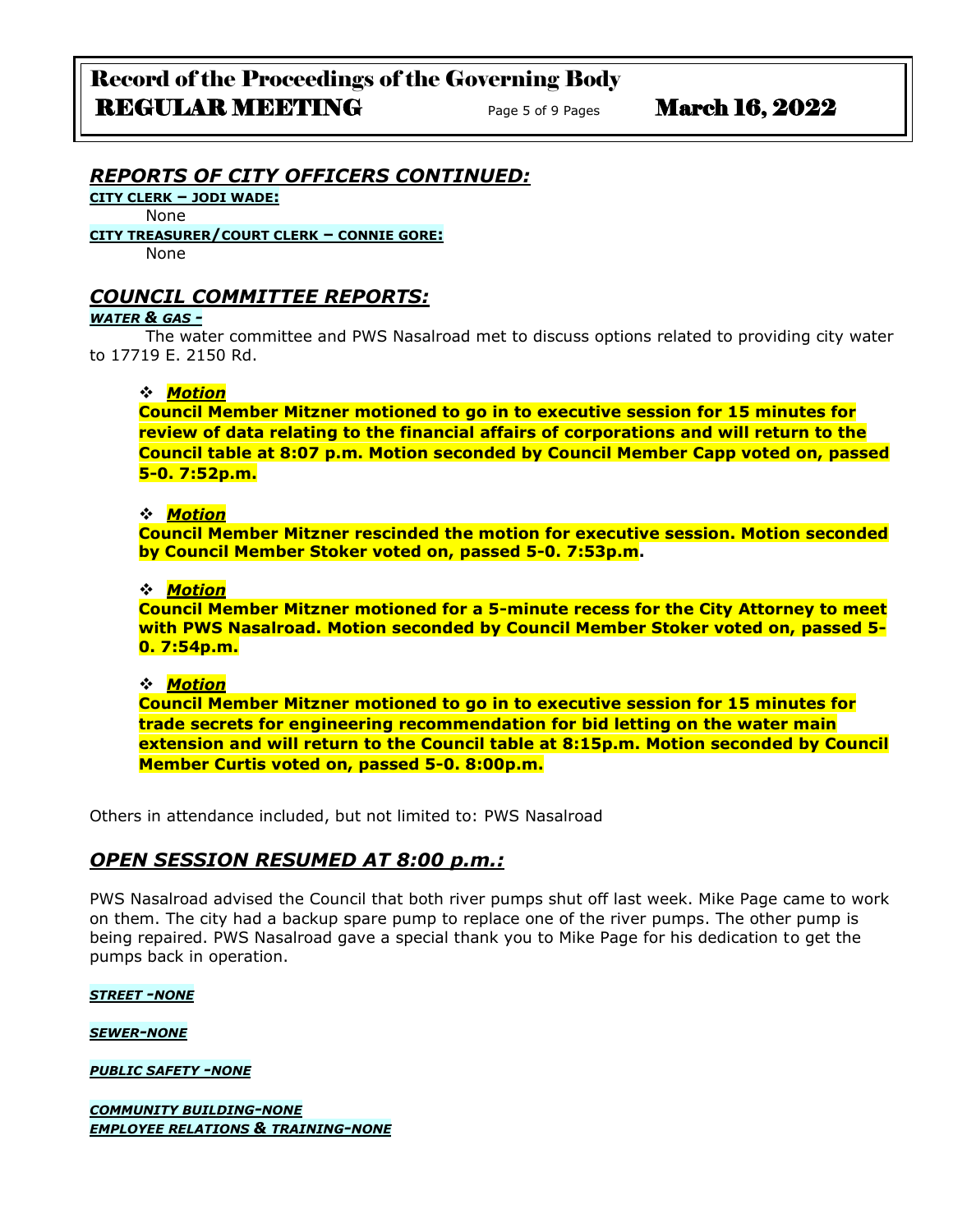## *REPORTS OF CITY OFFICERS CONTINUED:*

**CITY CLERK – JODI WADE:**

None

**CITY TREASURER/COURT CLERK – CONNIE GORE:**

None

## *COUNCIL COMMITTEE REPORTS:*

***WATER & GAS -***

The water committee and PWS Nasalroad met to discuss options related to providing city water to 17719 E. 2150 Rd.

- ***Motion***
  **Council Member Mitzner motioned to go in to executive session for 15 minutes for review of data relating to the financial affairs of corporations and will return to the Council table at 8:07 p.m. Motion seconded by Council Member Capp voted on, passed 5-0. 7:52p.m.**

- ***Motion***
  **Council Member Mitzner rescinded the motion for executive session. Motion seconded by Council Member Stoker voted on, passed 5-0. 7:53p.m.**

- ***Motion***
  **Council Member Mitzner motioned for a 5-minute recess for the City Attorney to meet with PWS Nasalroad. Motion seconded by Council Member Stoker voted on, passed 5-0. 7:54p.m.**

- ***Motion***
  **Council Member Mitzner motioned to go in to executive session for 15 minutes for trade secrets for engineering recommendation for bid letting on the water main extension and will return to the Council table at 8:15p.m. Motion seconded by Council Member Curtis voted on, passed 5-0. 8:00p.m.**

Others in attendance included, but not limited to: PWS Nasalroad

## *OPEN SESSION RESUMED AT 8:00 p.m.:*

PWS Nasalroad advised the Council that both river pumps shut off last week. Mike Page came to work on them. The city had a backup spare pump to replace one of the river pumps. The other pump is being repaired. PWS Nasalroad gave a special thank you to Mike Page for his dedication to get the pumps back in operation.

***STREET -NONE***

***SEWER-NONE***

***PUBLIC SAFETY -NONE***

***COMMUNITY BUILDING-NONE***
***EMPLOYEE RELATIONS & TRAINING-NONE***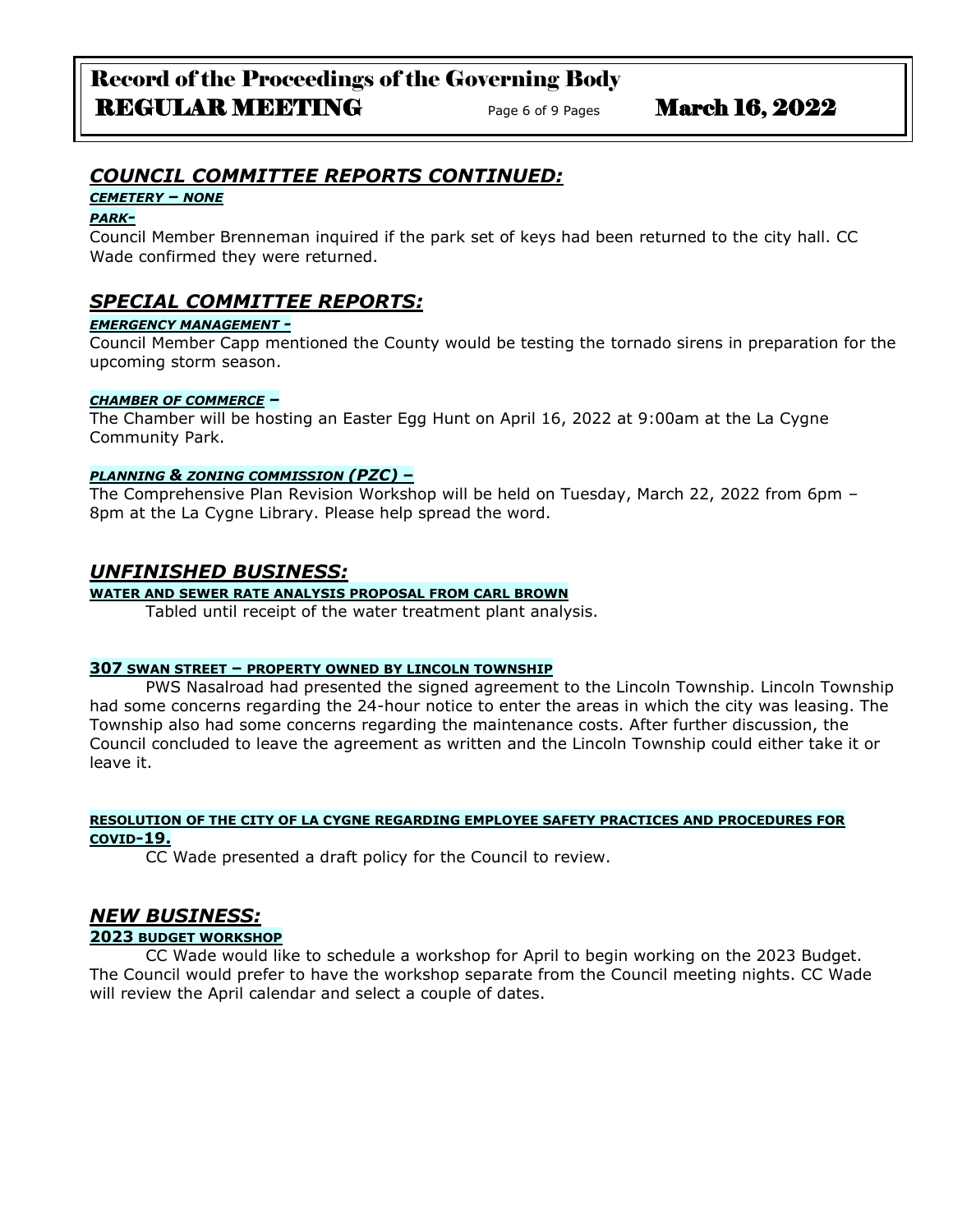## *COUNCIL COMMITTEE REPORTS CONTINUED:*

***CEMETERY – NONE***

***PARK-***

Council Member Brenneman inquired if the park set of keys had been returned to the city hall. CC Wade confirmed they were returned.

## *SPECIAL COMMITTEE REPORTS:*

***EMERGENCY MANAGEMENT -***

Council Member Capp mentioned the County would be testing the tornado sirens in preparation for the upcoming storm season.

***CHAMBER OF COMMERCE –***

The Chamber will be hosting an Easter Egg Hunt on April 16, 2022 at 9:00am at the La Cygne Community Park.

***PLANNING & ZONING COMMISSION (PZC) –***

The Comprehensive Plan Revision Workshop will be held on Tuesday, March 22, 2022 from 6pm – 8pm at the La Cygne Library. Please help spread the word.

## *UNFINISHED BUSINESS:*

**WATER AND SEWER RATE ANALYSIS PROPOSAL FROM CARL BROWN**

Tabled until receipt of the water treatment plant analysis.

**307 SWAN STREET – PROPERTY OWNED BY LINCOLN TOWNSHIP**

PWS Nasalroad had presented the signed agreement to the Lincoln Township. Lincoln Township had some concerns regarding the 24-hour notice to enter the areas in which the city was leasing. The Township also had some concerns regarding the maintenance costs. After further discussion, the Council concluded to leave the agreement as written and the Lincoln Township could either take it or leave it.

**RESOLUTION OF THE CITY OF LA CYGNE REGARDING EMPLOYEE SAFETY PRACTICES AND PROCEDURES FOR COVID-19.**

CC Wade presented a draft policy for the Council to review.

## *NEW BUSINESS:*

**2023 BUDGET WORKSHOP**

CC Wade would like to schedule a workshop for April to begin working on the 2023 Budget. The Council would prefer to have the workshop separate from the Council meeting nights. CC Wade will review the April calendar and select a couple of dates.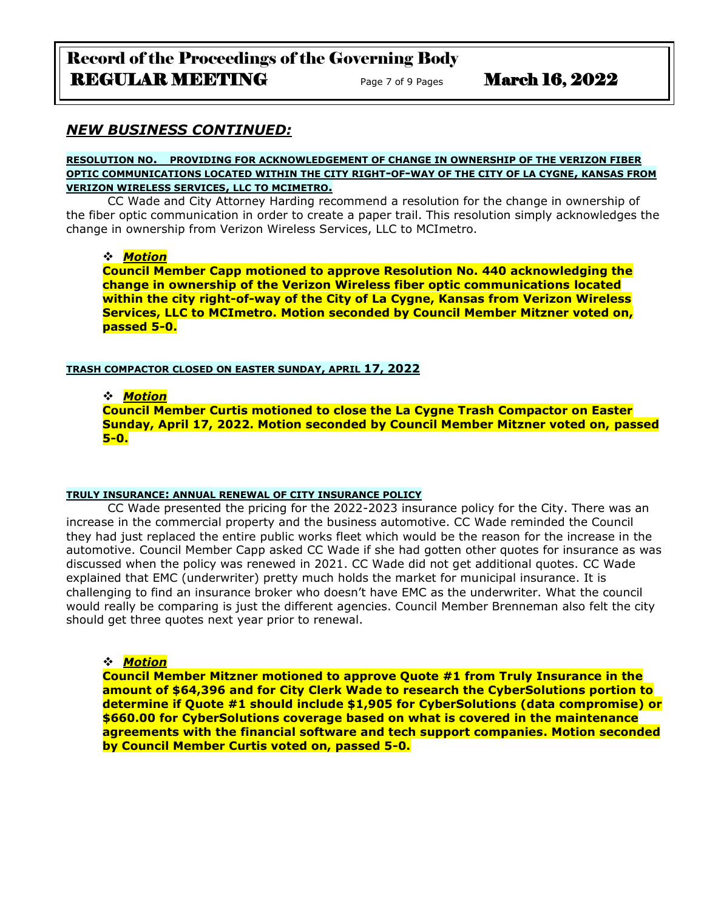## *NEW BUSINESS CONTINUED:*

**RESOLUTION NO. PROVIDING FOR ACKNOWLEDGEMENT OF CHANGE IN OWNERSHIP OF THE VERIZON FIBER OPTIC COMMUNICATIONS LOCATED WITHIN THE CITY RIGHT-OF-WAY OF THE CITY OF LA CYGNE, KANSAS FROM VERIZON WIRELESS SERVICES, LLC TO MCIMETRO.**

CC Wade and City Attorney Harding recommend a resolution for the change in ownership of the fiber optic communication in order to create a paper trail. This resolution simply acknowledges the change in ownership from Verizon Wireless Services, LLC to MCImetro.

- ***Motion***

**Council Member Capp motioned to approve Resolution No. 440 acknowledging the change in ownership of the Verizon Wireless fiber optic communications located within the city right-of-way of the City of La Cygne, Kansas from Verizon Wireless Services, LLC to MCImetro. Motion seconded by Council Member Mitzner voted on, passed 5-0.**

**TRASH COMPACTOR CLOSED ON EASTER SUNDAY, APRIL 17, 2022**

- ***Motion***

**Council Member Curtis motioned to close the La Cygne Trash Compactor on Easter Sunday, April 17, 2022. Motion seconded by Council Member Mitzner voted on, passed 5-0.**

**TRULY INSURANCE: ANNUAL RENEWAL OF CITY INSURANCE POLICY**

CC Wade presented the pricing for the 2022-2023 insurance policy for the City. There was an increase in the commercial property and the business automotive. CC Wade reminded the Council they had just replaced the entire public works fleet which would be the reason for the increase in the automotive. Council Member Capp asked CC Wade if she had gotten other quotes for insurance as was discussed when the policy was renewed in 2021. CC Wade did not get additional quotes. CC Wade explained that EMC (underwriter) pretty much holds the market for municipal insurance. It is challenging to find an insurance broker who doesn't have EMC as the underwriter. What the council would really be comparing is just the different agencies. Council Member Brenneman also felt the city should get three quotes next year prior to renewal.

- ***Motion***

**Council Member Mitzner motioned to approve Quote #1 from Truly Insurance in the amount of $64,396 and for City Clerk Wade to research the CyberSolutions portion to determine if Quote #1 should include $1,905 for CyberSolutions (data compromise) or $660.00 for CyberSolutions coverage based on what is covered in the maintenance agreements with the financial software and tech support companies. Motion seconded by Council Member Curtis voted on, passed 5-0.**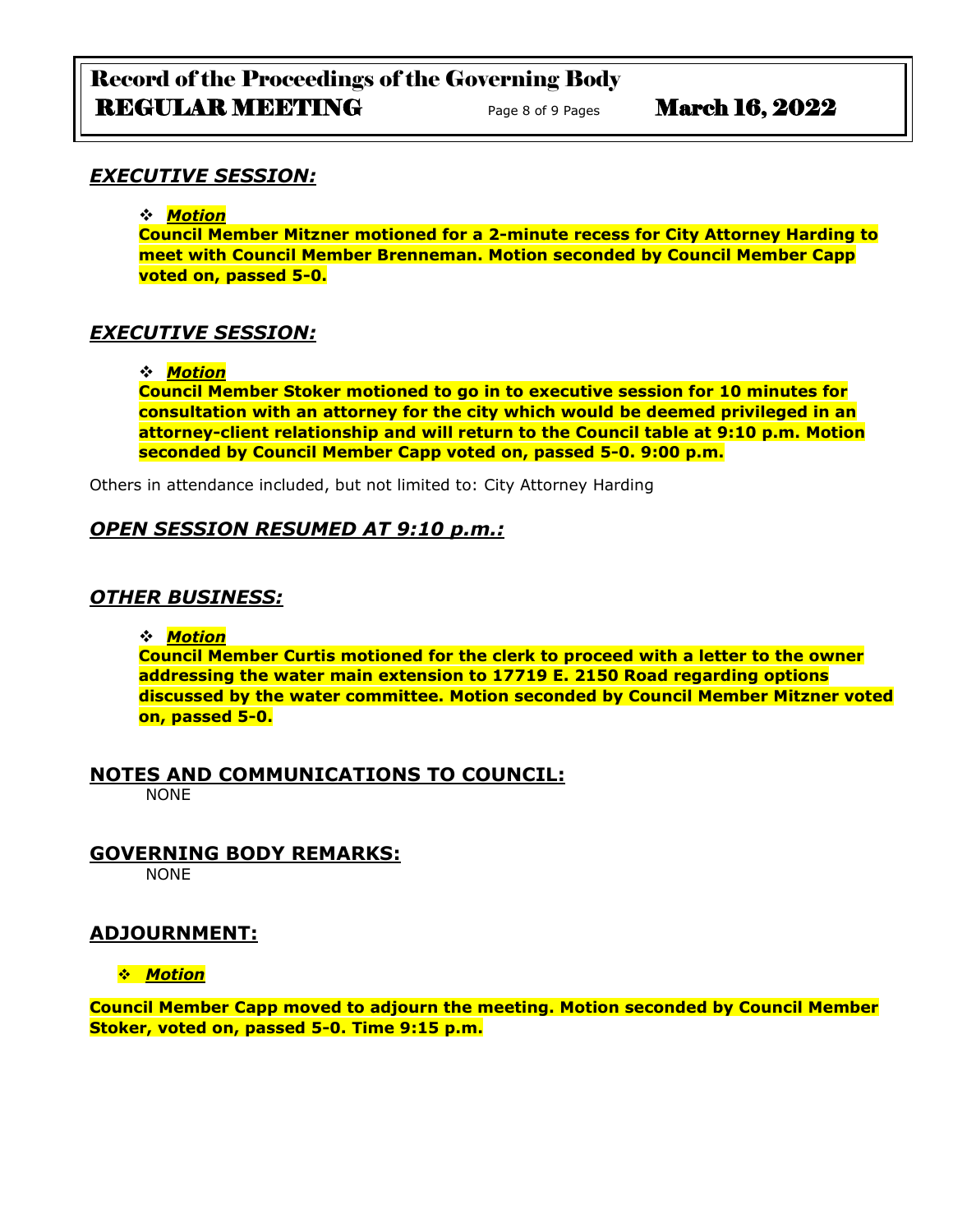## *EXECUTIVE SESSION:*

- ***Motion***

**Council Member Mitzner motioned for a 2-minute recess for City Attorney Harding to meet with Council Member Brenneman. Motion seconded by Council Member Capp voted on, passed 5-0.**

## *EXECUTIVE SESSION:*

- ***Motion***

**Council Member Stoker motioned to go in to executive session for 10 minutes for consultation with an attorney for the city which would be deemed privileged in an attorney-client relationship and will return to the Council table at 9:10 p.m. Motion seconded by Council Member Capp voted on, passed 5-0. 9:00 p.m.**

Others in attendance included, but not limited to: City Attorney Harding

## *OPEN SESSION RESUMED AT 9:10 p.m.:*

## *OTHER BUSINESS:*

- ***Motion***

**Council Member Curtis motioned for the clerk to proceed with a letter to the owner addressing the water main extension to 17719 E. 2150 Road regarding options discussed by the water committee. Motion seconded by Council Member Mitzner voted on, passed 5-0.**

## NOTES AND COMMUNICATIONS TO COUNCIL:

NONE

## GOVERNING BODY REMARKS:

NONE

## ADJOURNMENT:

- ***Motion***

**Council Member Capp moved to adjourn the meeting. Motion seconded by Council Member Stoker, voted on, passed 5-0. Time 9:15 p.m.**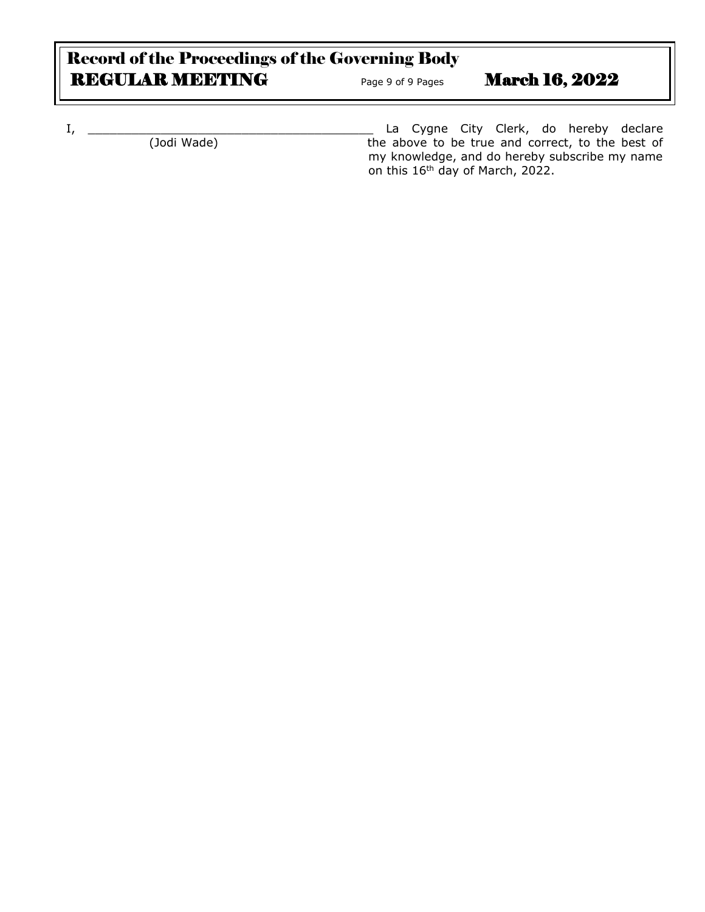I, ________________________________________ La Cygne City Clerk, do hereby declare the above to be true and correct, to the best of my knowledge, and do hereby subscribe my name on this 16th day of March, 2022.

(Jodi Wade)